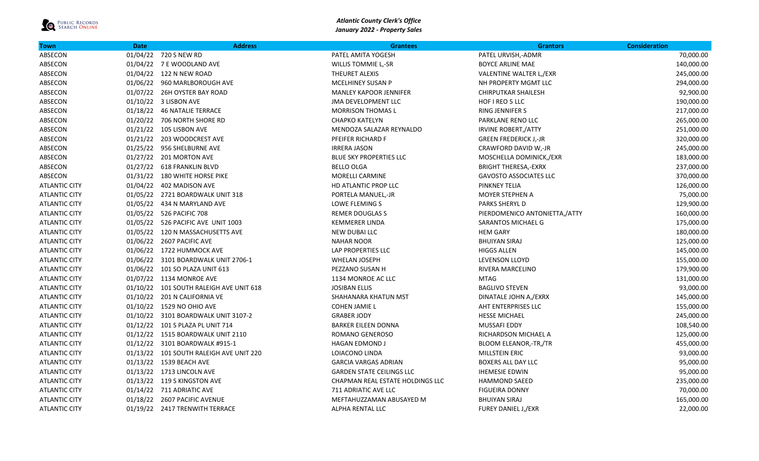*Atlantic County Clerk's Office*
*January 2022 - Property Sales*

| Town | Date | Address | Grantees | Grantors | Consideration |
|---|---|---|---|---|---|
| ABSECON | 01/04/22 | 720 S NEW RD | PATEL AMITA YOGESH | PATEL URVISH,-ADMR | 70,000.00 |
| ABSECON | 01/04/22 | 7 E WOODLAND AVE | WILLIS TOMMIE L,-SR | BOYCE ARLINE MAE | 140,000.00 |
| ABSECON | 01/04/22 | 122 N NEW ROAD | THEURET ALEXIS | VALENTINE WALTER L,/EXR | 245,000.00 |
| ABSECON | 01/06/22 | 960 MARLBOROUGH AVE | MCELHINEY SUSAN P | NH PROPERTY MGMT LLC | 294,000.00 |
| ABSECON | 01/07/22 | 26H OYSTER BAY ROAD | MANLEY KAPOOR JENNIFER | CHIRPUTKAR SHAILESH | 92,900.00 |
| ABSECON | 01/10/22 | 3 LISBON AVE | JMA DEVELOPMENT LLC | HOF I REO 5 LLC | 190,000.00 |
| ABSECON | 01/18/22 | 46 NATALIE TERRACE | MORRISON THOMAS L | RING JENNIFER S | 217,000.00 |
| ABSECON | 01/20/22 | 706 NORTH SHORE RD | CHAPKO KATELYN | PARKLANE RENO LLC | 265,000.00 |
| ABSECON | 01/21/22 | 105 LISBON AVE | MENDOZA SALAZAR REYNALDO | IRVINE ROBERT,/ATTY | 251,000.00 |
| ABSECON | 01/21/22 | 203 WOODCREST AVE | PFEIFER RICHARD F | GREEN FREDERICK J,-JR | 320,000.00 |
| ABSECON | 01/25/22 | 956 SHELBURNE AVE | IRRERA JASON | CRAWFORD DAVID W,-JR | 245,000.00 |
| ABSECON | 01/27/22 | 201 MORTON AVE | BLUE SKY PROPERTIES LLC | MOSCHELLA DOMINICK,/EXR | 183,000.00 |
| ABSECON | 01/27/22 | 618 FRANKLIN BLVD | BELLO OLGA | BRIGHT THERESA,-EXRX | 237,000.00 |
| ABSECON | 01/31/22 | 180 WHITE HORSE PIKE | MORELLI CARMINE | GAVOSTO ASSOCIATES LLC | 370,000.00 |
| ATLANTIC CITY | 01/04/22 | 402 MADISON AVE | HD ATLANTIC PROP LLC | PINKNEY TELIA | 126,000.00 |
| ATLANTIC CITY | 01/05/22 | 2721 BOARDWALK UNIT 318 | PORTELA MANUEL,-JR | MOYER STEPHEN A | 75,000.00 |
| ATLANTIC CITY | 01/05/22 | 434 N MARYLAND AVE | LOWE FLEMING S | PARKS SHERYL D | 129,900.00 |
| ATLANTIC CITY | 01/05/22 | 526 PACIFIC 708 | REMER DOUGLAS S | PIERDOMENICO ANTONIETTA,/ATTY | 160,000.00 |
| ATLANTIC CITY | 01/05/22 | 526 PACIFIC AVE UNIT 1003 | KEMMERER LINDA | SARANTOS MICHAEL G | 175,000.00 |
| ATLANTIC CITY | 01/05/22 | 120 N MASSACHUSETTS AVE | NEW DUBAI LLC | HEM GARY | 180,000.00 |
| ATLANTIC CITY | 01/06/22 | 2607 PACIFIC AVE | NAHAR NOOR | BHUIYAN SIRAJ | 125,000.00 |
| ATLANTIC CITY | 01/06/22 | 1722 HUMMOCK AVE | LAP PROPERTIES LLC | HIGGS ALLEN | 145,000.00 |
| ATLANTIC CITY | 01/06/22 | 3101 BOARDWALK UNIT 2706-1 | WHELAN JOSEPH | LEVENSON LLOYD | 155,000.00 |
| ATLANTIC CITY | 01/06/22 | 101 SO PLAZA UNIT 613 | PEZZANO SUSAN H | RIVERA MARCELINO | 179,900.00 |
| ATLANTIC CITY | 01/07/22 | 1134 MONROE AVE | 1134 MONROE AC LLC | MTAG | 131,000.00 |
| ATLANTIC CITY | 01/10/22 | 101 SOUTH RALEIGH AVE UNIT 618 | JOSIBAN ELLIS | BAGLIVO STEVEN | 93,000.00 |
| ATLANTIC CITY | 01/10/22 | 201 N CALIFORNIA VE | SHAHANARA KHATUN MST | DINATALE JOHN A,/EXRX | 145,000.00 |
| ATLANTIC CITY | 01/10/22 | 1529 NO OHIO AVE | COHEN JAMIE L | AHT ENTERPRISES LLC | 155,000.00 |
| ATLANTIC CITY | 01/10/22 | 3101 BOARDWALK UNIT 3107-2 | GRABER JODY | HESSE MICHAEL | 245,000.00 |
| ATLANTIC CITY | 01/12/22 | 101 S PLAZA PL UNIT 714 | BARKER EILEEN DONNA | MUSSAFI EDDY | 108,540.00 |
| ATLANTIC CITY | 01/12/22 | 1515 BOARDWALK UNIT 2110 | ROMANO GENEROSO | RICHARDSON MICHAEL A | 125,000.00 |
| ATLANTIC CITY | 01/12/22 | 3101 BOARDWALK #915-1 | HAGAN EDMOND J | BLOOM ELEANOR,-TR,/TR | 455,000.00 |
| ATLANTIC CITY | 01/13/22 | 101 SOUTH RALEIGH AVE UNIT 220 | LOIACONO LINDA | MILLSTEIN ERIC | 93,000.00 |
| ATLANTIC CITY | 01/13/22 | 1539 BEACH AVE | GARCIA VARGAS ADRIAN | BOXERS ALL DAY LLC | 95,000.00 |
| ATLANTIC CITY | 01/13/22 | 1713 LINCOLN AVE | GARDEN STATE CEILINGS LLC | IHEMESIE EDWIN | 95,000.00 |
| ATLANTIC CITY | 01/13/22 | 119 S KINGSTON AVE | CHAPMAN REAL ESTATE HOLDINGS LLC | HAMMOND SAEED | 235,000.00 |
| ATLANTIC CITY | 01/14/22 | 711 ADRIATIC AVE | 711 ADRIATIC AVE LLC | FIGUEIRA DONNY | 70,000.00 |
| ATLANTIC CITY | 01/18/22 | 2607 PACIFIC AVENUE | MEFTAHUZZAMAN ABUSAYED M | BHUIYAN SIRAJ | 165,000.00 |
| ATLANTIC CITY | 01/19/22 | 2417 TRENWITH TERRACE | ALPHA RENTAL LLC | FUREY DANIEL J,/EXR | 22,000.00 |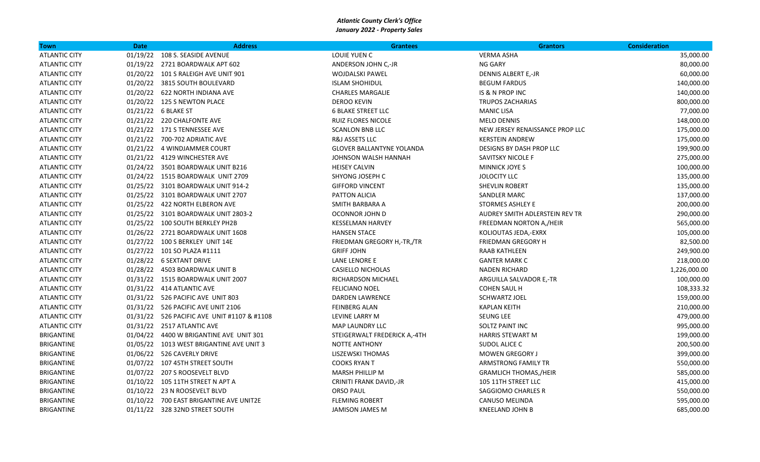***Atlantic County Clerk's Office***
***January 2022 - Property Sales***

| Town | Date | Address | Grantees | Grantors | Consideration |
|---|---|---|---|---|---|
| ATLANTIC CITY | 01/19/22 | 108 S. SEASIDE AVENUE | LOUIE YUEN C | VERMA ASHA | 35,000.00 |
| ATLANTIC CITY | 01/19/22 | 2721 BOARDWALK APT 602 | ANDERSON JOHN C,-JR | NG GARY | 80,000.00 |
| ATLANTIC CITY | 01/20/22 | 101 S RALEIGH AVE UNIT 901 | WOJDALSKI PAWEL | DENNIS ALBERT E,-JR | 60,000.00 |
| ATLANTIC CITY | 01/20/22 | 3815 SOUTH BOULEVARD | ISLAM SHOHIDUL | BEGUM FARDUS | 140,000.00 |
| ATLANTIC CITY | 01/20/22 | 622 NORTH INDIANA AVE | CHARLES MARGALIE | IS & N PROP INC | 140,000.00 |
| ATLANTIC CITY | 01/20/22 | 125 S NEWTON PLACE | DEROO KEVIN | TRUPOS ZACHARIAS | 800,000.00 |
| ATLANTIC CITY | 01/21/22 | 6 BLAKE ST | 6 BLAKE STREET LLC | MANIC LISA | 77,000.00 |
| ATLANTIC CITY | 01/21/22 | 220 CHALFONTE AVE | RUIZ FLORES NICOLE | MELO DENNIS | 148,000.00 |
| ATLANTIC CITY | 01/21/22 | 171 S TENNESSEE AVE | SCANLON BNB LLC | NEW JERSEY RENAISSANCE PROP LLC | 175,000.00 |
| ATLANTIC CITY | 01/21/22 | 700-702 ADRIATIC AVE | R&J ASSETS LLC | KERSTEIN ANDREW | 175,000.00 |
| ATLANTIC CITY | 01/21/22 | 4 WINDJAMMER COURT | GLOVER BALLANTYNE YOLANDA | DESIGNS BY DASH PROP LLC | 199,900.00 |
| ATLANTIC CITY | 01/21/22 | 4129 WINCHESTER AVE | JOHNSON WALSH HANNAH | SAVITSKY NICOLE F | 275,000.00 |
| ATLANTIC CITY | 01/24/22 | 3501 BOARDWALK UNIT B216 | HEISEY CALVIN | MINNICK JOYE S | 100,000.00 |
| ATLANTIC CITY | 01/24/22 | 1515 BOARDWALK UNIT 2709 | SHYONG JOSEPH C | JOLOCITY LLC | 135,000.00 |
| ATLANTIC CITY | 01/25/22 | 3101 BOARDWALK UNIT 914-2 | GIFFORD VINCENT | SHEVLIN ROBERT | 135,000.00 |
| ATLANTIC CITY | 01/25/22 | 3101 BOARDWALK UNIT 2707 | PATTON ALICIA | SANDLER MARC | 137,000.00 |
| ATLANTIC CITY | 01/25/22 | 422 NORTH ELBERON AVE | SMITH BARBARA A | STORMES ASHLEY E | 200,000.00 |
| ATLANTIC CITY | 01/25/22 | 3101 BOARDWALK UNIT 2803-2 | OCONNOR JOHN D | AUDREY SMITH ADLERSTEIN REV TR | 290,000.00 |
| ATLANTIC CITY | 01/25/22 | 100 SOUTH BERKLEY PH2B | KESSELMAN HARVEY | FREEDMAN NORTON A,/HEIR | 565,000.00 |
| ATLANTIC CITY | 01/26/22 | 2721 BOARDWALK UNIT 1608 | HANSEN STACE | KOLIOUTAS JEDA,-EXRX | 105,000.00 |
| ATLANTIC CITY | 01/27/22 | 100 S BERKLEY UNIT 14E | FRIEDMAN GREGORY H,-TR,/TR | FRIEDMAN GREGORY H | 82,500.00 |
| ATLANTIC CITY | 01/27/22 | 101 SO PLAZA #1111 | GRIFF JOHN | RAAB KATHLEEN | 249,900.00 |
| ATLANTIC CITY | 01/28/22 | 6 SEXTANT DRIVE | LANE LENORE E | GANTER MARK C | 218,000.00 |
| ATLANTIC CITY | 01/28/22 | 4503 BOARDWALK UNIT B | CASIELLO NICHOLAS | NADEN RICHARD | 1,226,000.00 |
| ATLANTIC CITY | 01/31/22 | 1515 BOARDWALK UNIT 2007 | RICHARDSON MICHAEL | ARGUILLA SALVADOR E,-TR | 100,000.00 |
| ATLANTIC CITY | 01/31/22 | 414 ATLANTIC AVE | FELICIANO NOEL | COHEN SAUL H | 108,333.32 |
| ATLANTIC CITY | 01/31/22 | 526 PACIFIC AVE UNIT 803 | DARDEN LAWRENCE | SCHWARTZ JOEL | 159,000.00 |
| ATLANTIC CITY | 01/31/22 | 526 PACIFIC AVE UNIT 2106 | FEINBERG ALAN | KAPLAN KEITH | 210,000.00 |
| ATLANTIC CITY | 01/31/22 | 526 PACIFIC AVE UNIT #1107 & #1108 | LEVINE LARRY M | SEUNG LEE | 479,000.00 |
| ATLANTIC CITY | 01/31/22 | 2517 ATLANTIC AVE | MAP LAUNDRY LLC | SOLTZ PAINT INC | 995,000.00 |
| BRIGANTINE | 01/04/22 | 4400 W BRIGANTINE AVE UNIT 301 | STEIGERWALT FREDERICK A,-4TH | HARRIS STEWART M | 199,000.00 |
| BRIGANTINE | 01/05/22 | 1013 WEST BRIGANTINE AVE UNIT 3 | NOTTE ANTHONY | SUDOL ALICE C | 200,500.00 |
| BRIGANTINE | 01/06/22 | 526 CAVERLY DRIVE | LISZEWSKI THOMAS | MOWEN GREGORY J | 399,000.00 |
| BRIGANTINE | 01/07/22 | 107 45TH STREET SOUTH | COOKS RYAN T | ARMSTRONG FAMILY TR | 550,000.00 |
| BRIGANTINE | 01/07/22 | 207 S ROOSEVELT BLVD | MARSH PHILLIP M | GRAMLICH THOMAS,/HEIR | 585,000.00 |
| BRIGANTINE | 01/10/22 | 105 11TH STREET N APT A | CRINITI FRANK DAVID,-JR | 105 11TH STREET LLC | 415,000.00 |
| BRIGANTINE | 01/10/22 | 23 N ROOSEVELT BLVD | ORSO PAUL | SAGGIOMO CHARLES R | 550,000.00 |
| BRIGANTINE | 01/10/22 | 700 EAST BRIGANTINE AVE UNIT2E | FLEMING ROBERT | CANUSO MELINDA | 595,000.00 |
| BRIGANTINE | 01/11/22 | 328 32ND STREET SOUTH | JAMISON JAMES M | KNEELAND JOHN B | 685,000.00 |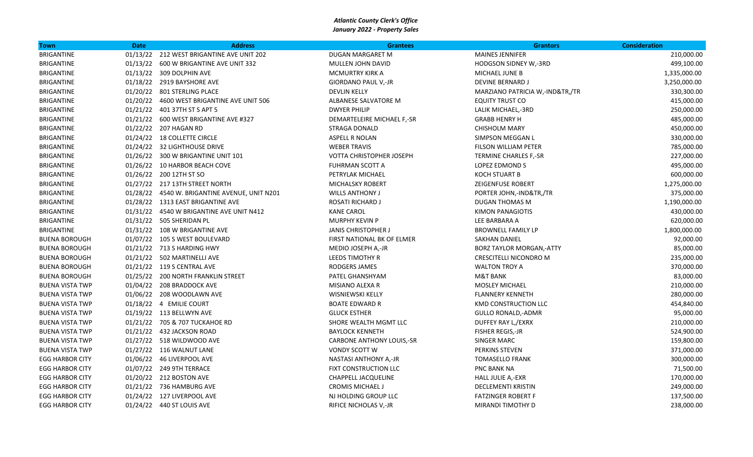***Atlantic County Clerk's Office***
***January 2022 - Property Sales***

| Town | Date | Address | Grantees | Grantors | Consideration |
|---|---|---|---|---|---|
| BRIGANTINE | 01/13/22 | 212 WEST BRIGANTINE AVE UNIT 202 | DUGAN MARGARET M | MAINES JENNIFER | 210,000.00 |
| BRIGANTINE | 01/13/22 | 600 W BRIGANTINE AVE UNIT 332 | MULLEN JOHN DAVID | HODGSON SIDNEY W,-3RD | 499,100.00 |
| BRIGANTINE | 01/13/22 | 309 DOLPHIN AVE | MCMURTRY KIRK A | MICHAEL JUNE B | 1,335,000.00 |
| BRIGANTINE | 01/18/22 | 2919 BAYSHORE AVE | GIORDANO PAUL V,-JR | DEVINE BERNARD J | 3,250,000.00 |
| BRIGANTINE | 01/20/22 | 801 STERLING PLACE | DEVLIN KELLY | MARZIANO PATRICIA W,-IND&TR,/TR | 330,300.00 |
| BRIGANTINE | 01/20/22 | 4600 WEST BRIGANTINE AVE UNIT 506 | ALBANESE SALVATORE M | EQUITY TRUST CO | 415,000.00 |
| BRIGANTINE | 01/21/22 | 401 37TH ST S APT 5 | DWYER PHILIP | LALIK MICHAEL,-3RD | 250,000.00 |
| BRIGANTINE | 01/21/22 | 600 WEST BRIGANTINE AVE #327 | DEMARTELEIRE MICHAEL F,-SR | GRABB HENRY H | 485,000.00 |
| BRIGANTINE | 01/22/22 | 207 HAGAN RD | STRAGA DONALD | CHISHOLM MARY | 450,000.00 |
| BRIGANTINE | 01/24/22 | 18 COLLETTE CIRCLE | ASPELL R NOLAN | SIMPSON MEGGAN L | 330,000.00 |
| BRIGANTINE | 01/24/22 | 32 LIGHTHOUSE DRIVE | WEBER TRAVIS | FILSON WILLIAM PETER | 785,000.00 |
| BRIGANTINE | 01/26/22 | 300 W BRIGANTINE UNIT 101 | VOTTA CHRISTOPHER JOSEPH | TERMINE CHARLES F,-SR | 227,000.00 |
| BRIGANTINE | 01/26/22 | 10 HARBOR BEACH COVE | FUHRMAN SCOTT A | LOPEZ EDMOND S | 495,000.00 |
| BRIGANTINE | 01/26/22 | 200 12TH ST SO | PETRYLAK MICHAEL | KOCH STUART B | 600,000.00 |
| BRIGANTINE | 01/27/22 | 217 13TH STREET NORTH | MICHALSKY ROBERT | ZEIGENFUSE ROBERT | 1,275,000.00 |
| BRIGANTINE | 01/28/22 | 4540 W. BRIGANTINE AVENUE, UNIT N201 | WILLS ANTHONY J | PORTER JOHN,-IND&TR,/TR | 375,000.00 |
| BRIGANTINE | 01/28/22 | 1313 EAST BRIGANTINE AVE | ROSATI RICHARD J | DUGAN THOMAS M | 1,190,000.00 |
| BRIGANTINE | 01/31/22 | 4540 W BRIGANTINE AVE UNIT N412 | KANE CAROL | KIMON PANAGIOTIS | 430,000.00 |
| BRIGANTINE | 01/31/22 | 505 SHERIDAN PL | MURPHY KEVIN P | LEE BARBARA A | 620,000.00 |
| BRIGANTINE | 01/31/22 | 108 W BRIGANTINE AVE | JANIS CHRISTOPHER J | BROWNELL FAMILY LP | 1,800,000.00 |
| BUENA BOROUGH | 01/07/22 | 105 S WEST BOULEVARD | FIRST NATIONAL BK OF ELMER | SAKHAN DANIEL | 92,000.00 |
| BUENA BOROUGH | 01/21/22 | 713 S HARDING HWY | MEDIO JOSEPH A,-JR | BORZ TAYLOR MORGAN,-ATTY | 85,000.00 |
| BUENA BOROUGH | 01/21/22 | 502 MARTINELLI AVE | LEEDS TIMOTHY R | CRESCITELLI NICONDRO M | 235,000.00 |
| BUENA BOROUGH | 01/21/22 | 119 S CENTRAL AVE | RODGERS JAMES | WALTON TROY A | 370,000.00 |
| BUENA BOROUGH | 01/25/22 | 200 NORTH FRANKLIN STREET | PATEL GHANSHYAM | M&T BANK | 83,000.00 |
| BUENA VISTA TWP | 01/04/22 | 208 BRADDOCK AVE | MISIANO ALEXA R | MOSLEY MICHAEL | 210,000.00 |
| BUENA VISTA TWP | 01/06/22 | 208 WOODLAWN AVE | WISNIEWSKI KELLY | FLANNERY KENNETH | 280,000.00 |
| BUENA VISTA TWP | 01/18/22 | 4 EMILIE COURT | BOATE EDWARD R | KMD CONSTRUCTION LLC | 454,840.00 |
| BUENA VISTA TWP | 01/19/22 | 113 BELLWYN AVE | GLUCK ESTHER | GULLO RONALD,-ADMR | 95,000.00 |
| BUENA VISTA TWP | 01/21/22 | 705 & 707 TUCKAHOE RD | SHORE WEALTH MGMT LLC | DUFFEY RAY L,/EXRX | 210,000.00 |
| BUENA VISTA TWP | 01/21/22 | 432 JACKSON ROAD | BAYLOCK KENNETH | FISHER REGIS,-JR | 524,900.00 |
| BUENA VISTA TWP | 01/27/22 | 518 WILDWOOD AVE | CARBONE ANTHONY LOUIS,-SR | SINGER MARC | 159,800.00 |
| BUENA VISTA TWP | 01/27/22 | 116 WALNUT LANE | VONDY SCOTT W | PERKINS STEVEN | 371,000.00 |
| EGG HARBOR CITY | 01/06/22 | 46 LIVERPOOL AVE | NASTASI ANTHONY A,-JR | TOMASELLO FRANK | 300,000.00 |
| EGG HARBOR CITY | 01/07/22 | 249 9TH TERRACE | FIXT CONSTRUCTION LLC | PNC BANK NA | 71,500.00 |
| EGG HARBOR CITY | 01/20/22 | 212 BOSTON AVE | CHAPPELL JACQUELINE | HALL JULIE A,-EXR | 170,000.00 |
| EGG HARBOR CITY | 01/21/22 | 736 HAMBURG AVE | CROMIS MICHAEL J | DECLEMENTI KRISTIN | 249,000.00 |
| EGG HARBOR CITY | 01/24/22 | 127 LIVERPOOL AVE | NJ HOLDING GROUP LLC | FATZINGER ROBERT F | 137,500.00 |
| EGG HARBOR CITY | 01/24/22 | 440 ST LOUIS AVE | RIFICE NICHOLAS V,-JR | MIRANDI TIMOTHY D | 238,000.00 |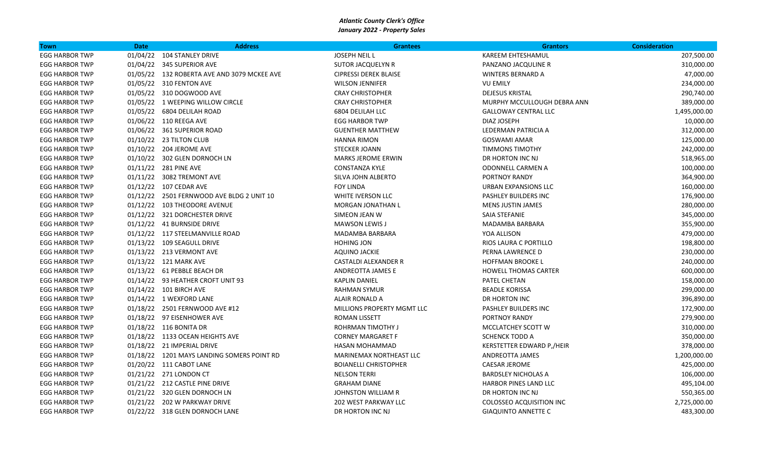***Atlantic County Clerk's Office***
***January 2022 - Property Sales***

| Town | Date | Address | Grantees | Grantors | Consideration |
|---|---|---|---|---|---|
| EGG HARBOR TWP | 01/04/22 | 104 STANLEY DRIVE | JOSEPH NEIL L | KAREEM EHTESHAMUL | 207,500.00 |
| EGG HARBOR TWP | 01/04/22 | 345 SUPERIOR AVE | SUTOR JACQUELYN R | PANZANO JACQUELINE R | 310,000.00 |
| EGG HARBOR TWP | 01/05/22 | 132 ROBERTA AVE AND 3079 MCKEE AVE | CIPRESSI DEREK BLAISE | WINTERS BERNARD A | 47,000.00 |
| EGG HARBOR TWP | 01/05/22 | 310 FENTON AVE | WILSON JENNIFER | VU EMILY | 234,000.00 |
| EGG HARBOR TWP | 01/05/22 | 310 DOGWOOD AVE | CRAY CHRISTOPHER | DEJESUS KRISTAL | 290,740.00 |
| EGG HARBOR TWP | 01/05/22 | 1 WEEPING WILLOW CIRCLE | CRAY CHRISTOPHER | MURPHY MCCULLOUGH DEBRA ANN | 389,000.00 |
| EGG HARBOR TWP | 01/05/22 | 6804 DELILAH ROAD | 6804 DELILAH LLC | GALLOWAY CENTRAL LLC | 1,495,000.00 |
| EGG HARBOR TWP | 01/06/22 | 110 REEGA AVE | EGG HARBOR TWP | DIAZ JOSEPH | 10,000.00 |
| EGG HARBOR TWP | 01/06/22 | 361 SUPERIOR ROAD | GUENTHER MATTHEW | LEDERMAN PATRICIA A | 312,000.00 |
| EGG HARBOR TWP | 01/10/22 | 23 TILTON CLUB | HANNA RIMON | GOSWAMI AMAR | 125,000.00 |
| EGG HARBOR TWP | 01/10/22 | 204 JEROME AVE | STECKER JOANN | TIMMONS TIMOTHY | 242,000.00 |
| EGG HARBOR TWP | 01/10/22 | 302 GLEN DORNOCH LN | MARKS JEROME ERWIN | DR HORTON INC NJ | 518,965.00 |
| EGG HARBOR TWP | 01/11/22 | 281 PINE AVE | CONSTANZA KYLE | ODONNELL CARMEN A | 100,000.00 |
| EGG HARBOR TWP | 01/11/22 | 3082 TREMONT AVE | SILVA JOHN ALBERTO | PORTNOY RANDY | 364,900.00 |
| EGG HARBOR TWP | 01/12/22 | 107 CEDAR AVE | FOY LINDA | URBAN EXPANSIONS LLC | 160,000.00 |
| EGG HARBOR TWP | 01/12/22 | 2501 FERNWOOD AVE BLDG 2 UNIT 10 | WHITE IVERSON LLC | PASHLEY BUILDERS INC | 176,900.00 |
| EGG HARBOR TWP | 01/12/22 | 103 THEODORE AVENUE | MORGAN JONATHAN L | MENS JUSTIN JAMES | 280,000.00 |
| EGG HARBOR TWP | 01/12/22 | 321 DORCHESTER DRIVE | SIMEON JEAN W | SAIA STEFANIE | 345,000.00 |
| EGG HARBOR TWP | 01/12/22 | 41 BURNSIDE DRIVE | MAWSON LEWIS J | MADAMBA BARBARA | 355,900.00 |
| EGG HARBOR TWP | 01/12/22 | 117 STEELMANVILLE ROAD | MADAMBA BARBARA | YOA ALLISON | 479,000.00 |
| EGG HARBOR TWP | 01/13/22 | 109 SEAGULL DRIVE | HOHING JON | RIOS LAURA C PORTILLO | 198,800.00 |
| EGG HARBOR TWP | 01/13/22 | 213 VERMONT AVE | AQUINO JACKIE | PERNA LAWRENCE D | 230,000.00 |
| EGG HARBOR TWP | 01/13/22 | 121 MARK AVE | CASTALDI ALEXANDER R | HOFFMAN BROOKE L | 240,000.00 |
| EGG HARBOR TWP | 01/13/22 | 61 PEBBLE BEACH DR | ANDREOTTA JAMES E | HOWELL THOMAS CARTER | 600,000.00 |
| EGG HARBOR TWP | 01/14/22 | 93 HEATHER CROFT UNIT 93 | KAPLIN DANIEL | PATEL CHETAN | 158,000.00 |
| EGG HARBOR TWP | 01/14/22 | 101 BIRCH AVE | RAHMAN SYMUR | BEADLE KORISSA | 299,000.00 |
| EGG HARBOR TWP | 01/14/22 | 1 WEXFORD LANE | ALAIR RONALD A | DR HORTON INC | 396,890.00 |
| EGG HARBOR TWP | 01/18/22 | 2501 FERNWOOD AVE #12 | MILLIONS PROPERTY MGMT LLC | PASHLEY BUILDERS INC | 172,900.00 |
| EGG HARBOR TWP | 01/18/22 | 97 EISENHOWER AVE | ROMAN LISSETT | PORTNOY RANDY | 279,900.00 |
| EGG HARBOR TWP | 01/18/22 | 116 BONITA DR | ROHRMAN TIMOTHY J | MCCLATCHEY SCOTT W | 310,000.00 |
| EGG HARBOR TWP | 01/18/22 | 1133 OCEAN HEIGHTS AVE | CORNEY MARGARET F | SCHENCK TODD A | 350,000.00 |
| EGG HARBOR TWP | 01/18/22 | 21 IMPERIAL DRIVE | HASAN MOHAMMAD | KERSTETTER EDWARD P,/HEIR | 378,000.00 |
| EGG HARBOR TWP | 01/18/22 | 1201 MAYS LANDING SOMERS POINT RD | MARINEMAX NORTHEAST LLC | ANDREOTTA JAMES | 1,200,000.00 |
| EGG HARBOR TWP | 01/20/22 | 111 CABOT LANE | BOIANELLI CHRISTOPHER | CAESAR JEROME | 425,000.00 |
| EGG HARBOR TWP | 01/21/22 | 271 LONDON CT | NELSON TERRI | BARDSLEY NICHOLAS A | 106,000.00 |
| EGG HARBOR TWP | 01/21/22 | 212 CASTLE PINE DRIVE | GRAHAM DIANE | HARBOR PINES LAND LLC | 495,104.00 |
| EGG HARBOR TWP | 01/21/22 | 320 GLEN DORNOCH LN | JOHNSTON WILLIAM R | DR HORTON INC NJ | 550,365.00 |
| EGG HARBOR TWP | 01/21/22 | 202 W PARKWAY DRIVE | 202 WEST PARKWAY LLC | COLOSSEO ACQUISITION INC | 2,725,000.00 |
| EGG HARBOR TWP | 01/22/22 | 318 GLEN DORNOCH LANE | DR HORTON INC NJ | GIAQUINTO ANNETTE C | 483,300.00 |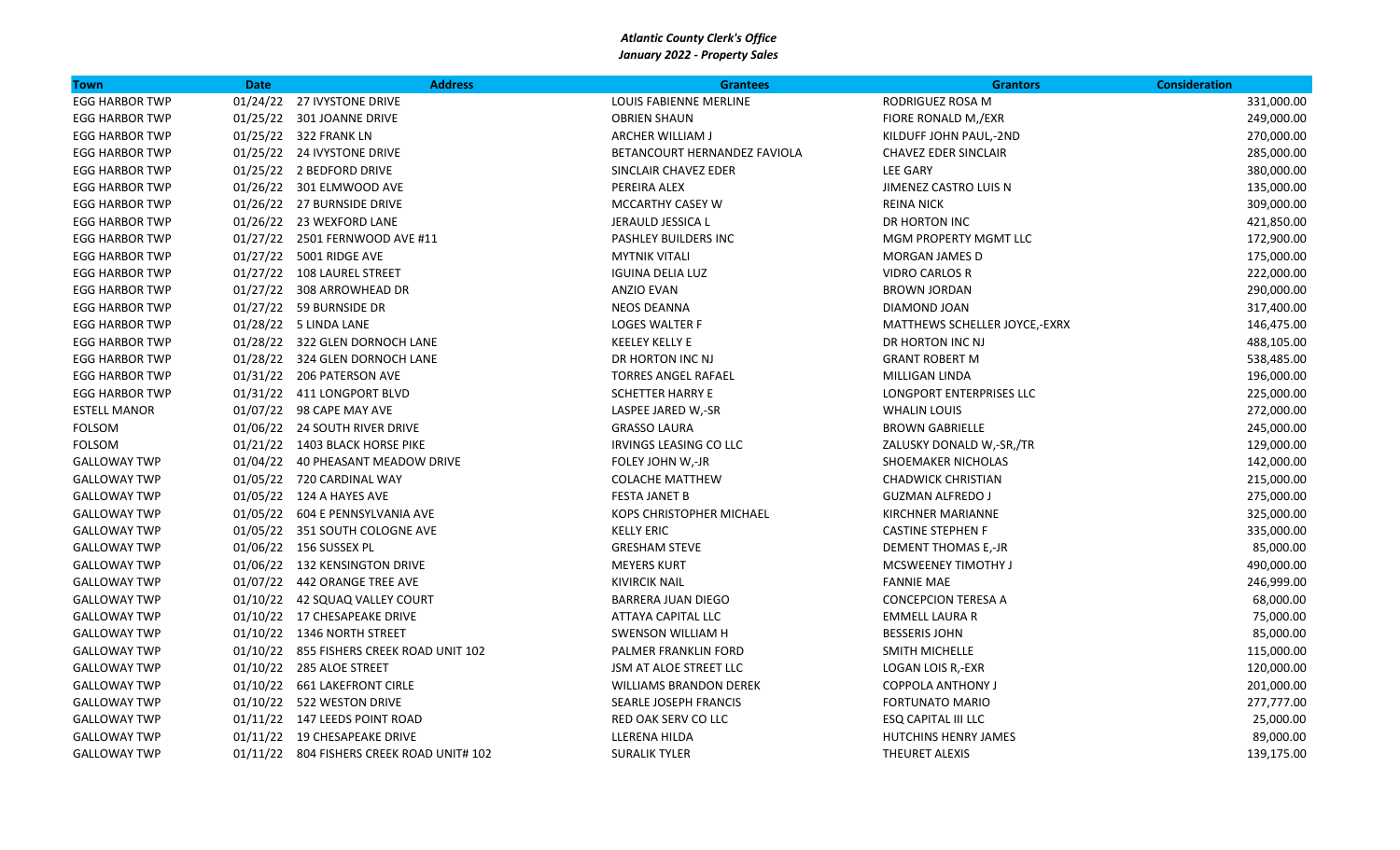*Atlantic County Clerk's Office*
*January 2022 - Property Sales*

| Town | Date | Address | Grantees | Grantors | Consideration |
|---|---|---|---|---|---|
| EGG HARBOR TWP | 01/24/22 | 27 IVYSTONE DRIVE | LOUIS FABIENNE MERLINE | RODRIGUEZ ROSA M | 331,000.00 |
| EGG HARBOR TWP | 01/25/22 | 301 JOANNE DRIVE | OBRIEN SHAUN | FIORE RONALD M,/EXR | 249,000.00 |
| EGG HARBOR TWP | 01/25/22 | 322 FRANK LN | ARCHER WILLIAM J | KILDUFF JOHN PAUL,-2ND | 270,000.00 |
| EGG HARBOR TWP | 01/25/22 | 24 IVYSTONE DRIVE | BETANCOURT HERNANDEZ FAVIOLA | CHAVEZ EDER SINCLAIR | 285,000.00 |
| EGG HARBOR TWP | 01/25/22 | 2 BEDFORD DRIVE | SINCLAIR CHAVEZ EDER | LEE GARY | 380,000.00 |
| EGG HARBOR TWP | 01/26/22 | 301 ELMWOOD AVE | PEREIRA ALEX | JIMENEZ CASTRO LUIS N | 135,000.00 |
| EGG HARBOR TWP | 01/26/22 | 27 BURNSIDE DRIVE | MCCARTHY CASEY W | REINA NICK | 309,000.00 |
| EGG HARBOR TWP | 01/26/22 | 23 WEXFORD LANE | JERAULD JESSICA L | DR HORTON INC | 421,850.00 |
| EGG HARBOR TWP | 01/27/22 | 2501 FERNWOOD AVE #11 | PASHLEY BUILDERS INC | MGM PROPERTY MGMT LLC | 172,900.00 |
| EGG HARBOR TWP | 01/27/22 | 5001 RIDGE AVE | MYTNIK VITALI | MORGAN JAMES D | 175,000.00 |
| EGG HARBOR TWP | 01/27/22 | 108 LAUREL STREET | IGUINA DELIA LUZ | VIDRO CARLOS R | 222,000.00 |
| EGG HARBOR TWP | 01/27/22 | 308 ARROWHEAD DR | ANZIO EVAN | BROWN JORDAN | 290,000.00 |
| EGG HARBOR TWP | 01/27/22 | 59 BURNSIDE DR | NEOS DEANNA | DIAMOND JOAN | 317,400.00 |
| EGG HARBOR TWP | 01/28/22 | 5 LINDA LANE | LOGES WALTER F | MATTHEWS SCHELLER JOYCE,-EXRX | 146,475.00 |
| EGG HARBOR TWP | 01/28/22 | 322 GLEN DORNOCH LANE | KEELEY KELLY E | DR HORTON INC NJ | 488,105.00 |
| EGG HARBOR TWP | 01/28/22 | 324 GLEN DORNOCH LANE | DR HORTON INC NJ | GRANT ROBERT M | 538,485.00 |
| EGG HARBOR TWP | 01/31/22 | 206 PATERSON AVE | TORRES ANGEL RAFAEL | MILLIGAN LINDA | 196,000.00 |
| EGG HARBOR TWP | 01/31/22 | 411 LONGPORT BLVD | SCHETTER HARRY E | LONGPORT ENTERPRISES LLC | 225,000.00 |
| ESTELL MANOR | 01/07/22 | 98 CAPE MAY AVE | LASPEE JARED W,-SR | WHALIN LOUIS | 272,000.00 |
| FOLSOM | 01/06/22 | 24 SOUTH RIVER DRIVE | GRASSO LAURA | BROWN GABRIELLE | 245,000.00 |
| FOLSOM | 01/21/22 | 1403 BLACK HORSE PIKE | IRVINGS LEASING CO LLC | ZALUSKY DONALD W,-SR,/TR | 129,000.00 |
| GALLOWAY TWP | 01/04/22 | 40 PHEASANT MEADOW DRIVE | FOLEY JOHN W,-JR | SHOEMAKER NICHOLAS | 142,000.00 |
| GALLOWAY TWP | 01/05/22 | 720 CARDINAL WAY | COLACHE MATTHEW | CHADWICK CHRISTIAN | 215,000.00 |
| GALLOWAY TWP | 01/05/22 | 124 A HAYES AVE | FESTA JANET B | GUZMAN ALFREDO J | 275,000.00 |
| GALLOWAY TWP | 01/05/22 | 604 E PENNSYLVANIA AVE | KOPS CHRISTOPHER MICHAEL | KIRCHNER MARIANNE | 325,000.00 |
| GALLOWAY TWP | 01/05/22 | 351 SOUTH COLOGNE AVE | KELLY ERIC | CASTINE STEPHEN F | 335,000.00 |
| GALLOWAY TWP | 01/06/22 | 156 SUSSEX PL | GRESHAM STEVE | DEMENT THOMAS E,-JR | 85,000.00 |
| GALLOWAY TWP | 01/06/22 | 132 KENSINGTON DRIVE | MEYERS KURT | MCSWEENEY TIMOTHY J | 490,000.00 |
| GALLOWAY TWP | 01/07/22 | 442 ORANGE TREE AVE | KIVIRCIK NAIL | FANNIE MAE | 246,999.00 |
| GALLOWAY TWP | 01/10/22 | 42 SQUAQ VALLEY COURT | BARRERA JUAN DIEGO | CONCEPCION TERESA A | 68,000.00 |
| GALLOWAY TWP | 01/10/22 | 17 CHESAPEAKE DRIVE | ATTAYA CAPITAL LLC | EMMELL LAURA R | 75,000.00 |
| GALLOWAY TWP | 01/10/22 | 1346 NORTH STREET | SWENSON WILLIAM H | BESSERIS JOHN | 85,000.00 |
| GALLOWAY TWP | 01/10/22 | 855 FISHERS CREEK ROAD UNIT 102 | PALMER FRANKLIN FORD | SMITH MICHELLE | 115,000.00 |
| GALLOWAY TWP | 01/10/22 | 285 ALOE STREET | JSM AT ALOE STREET LLC | LOGAN LOIS R,-EXR | 120,000.00 |
| GALLOWAY TWP | 01/10/22 | 661 LAKEFRONT CIRLE | WILLIAMS BRANDON DEREK | COPPOLA ANTHONY J | 201,000.00 |
| GALLOWAY TWP | 01/10/22 | 522 WESTON DRIVE | SEARLE JOSEPH FRANCIS | FORTUNATO MARIO | 277,777.00 |
| GALLOWAY TWP | 01/11/22 | 147 LEEDS POINT ROAD | RED OAK SERV CO LLC | ESQ CAPITAL III LLC | 25,000.00 |
| GALLOWAY TWP | 01/11/22 | 19 CHESAPEAKE DRIVE | LLERENA HILDA | HUTCHINS HENRY JAMES | 89,000.00 |
| GALLOWAY TWP | 01/11/22 | 804 FISHERS CREEK ROAD UNIT# 102 | SURALIK TYLER | THEURET ALEXIS | 139,175.00 |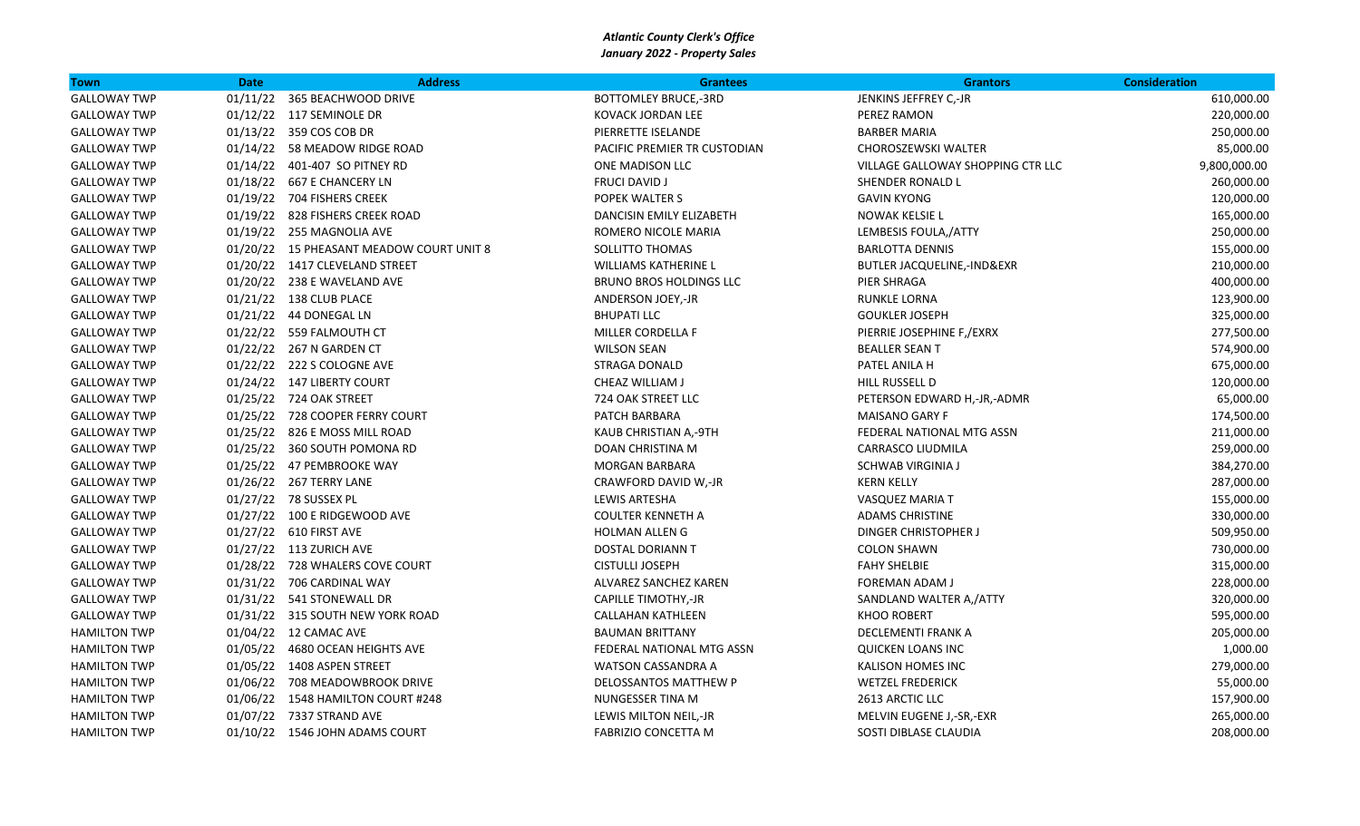***Atlantic County Clerk's Office***
***January 2022 - Property Sales***

| Town | Date | Address | Grantees | Grantors | Consideration |
|---|---|---|---|---|---|
| GALLOWAY TWP | 01/11/22 | 365 BEACHWOOD DRIVE | BOTTOMLEY BRUCE,-3RD | JENKINS JEFFREY C,-JR | 610,000.00 |
| GALLOWAY TWP | 01/12/22 | 117 SEMINOLE DR | KOVACK JORDAN LEE | PEREZ RAMON | 220,000.00 |
| GALLOWAY TWP | 01/13/22 | 359 COS COB DR | PIERRETTE ISELANDE | BARBER MARIA | 250,000.00 |
| GALLOWAY TWP | 01/14/22 | 58 MEADOW RIDGE ROAD | PACIFIC PREMIER TR CUSTODIAN | CHOROSZEWSKI WALTER | 85,000.00 |
| GALLOWAY TWP | 01/14/22 | 401-407 SO PITNEY RD | ONE MADISON LLC | VILLAGE GALLOWAY SHOPPING CTR LLC | 9,800,000.00 |
| GALLOWAY TWP | 01/18/22 | 667 E CHANCERY LN | FRUCI DAVID J | SHENDER RONALD L | 260,000.00 |
| GALLOWAY TWP | 01/19/22 | 704 FISHERS CREEK | POPEK WALTER S | GAVIN KYONG | 120,000.00 |
| GALLOWAY TWP | 01/19/22 | 828 FISHERS CREEK ROAD | DANCISIN EMILY ELIZABETH | NOWAK KELSIE L | 165,000.00 |
| GALLOWAY TWP | 01/19/22 | 255 MAGNOLIA AVE | ROMERO NICOLE MARIA | LEMBESIS FOULA,/ATTY | 250,000.00 |
| GALLOWAY TWP | 01/20/22 | 15 PHEASANT MEADOW COURT UNIT 8 | SOLLITTO THOMAS | BARLOTTA DENNIS | 155,000.00 |
| GALLOWAY TWP | 01/20/22 | 1417 CLEVELAND STREET | WILLIAMS KATHERINE L | BUTLER JACQUELINE,-IND&EXR | 210,000.00 |
| GALLOWAY TWP | 01/20/22 | 238 E WAVELAND AVE | BRUNO BROS HOLDINGS LLC | PIER SHRAGA | 400,000.00 |
| GALLOWAY TWP | 01/21/22 | 138 CLUB PLACE | ANDERSON JOEY,-JR | RUNKLE LORNA | 123,900.00 |
| GALLOWAY TWP | 01/21/22 | 44 DONEGAL LN | BHUPATI LLC | GOUKLER JOSEPH | 325,000.00 |
| GALLOWAY TWP | 01/22/22 | 559 FALMOUTH CT | MILLER CORDELLA F | PIERRIE JOSEPHINE F,/EXRX | 277,500.00 |
| GALLOWAY TWP | 01/22/22 | 267 N GARDEN CT | WILSON SEAN | BEALLER SEAN T | 574,900.00 |
| GALLOWAY TWP | 01/22/22 | 222 S COLOGNE AVE | STRAGA DONALD | PATEL ANILA H | 675,000.00 |
| GALLOWAY TWP | 01/24/22 | 147 LIBERTY COURT | CHEAZ WILLIAM J | HILL RUSSELL D | 120,000.00 |
| GALLOWAY TWP | 01/25/22 | 724 OAK STREET | 724 OAK STREET LLC | PETERSON EDWARD H,-JR,-ADMR | 65,000.00 |
| GALLOWAY TWP | 01/25/22 | 728 COOPER FERRY COURT | PATCH BARBARA | MAISANO GARY F | 174,500.00 |
| GALLOWAY TWP | 01/25/22 | 826 E MOSS MILL ROAD | KAUB CHRISTIAN A,-9TH | FEDERAL NATIONAL MTG ASSN | 211,000.00 |
| GALLOWAY TWP | 01/25/22 | 360 SOUTH POMONA RD | DOAN CHRISTINA M | CARRASCO LIUDMILA | 259,000.00 |
| GALLOWAY TWP | 01/25/22 | 47 PEMBROOKE WAY | MORGAN BARBARA | SCHWAB VIRGINIA J | 384,270.00 |
| GALLOWAY TWP | 01/26/22 | 267 TERRY LANE | CRAWFORD DAVID W,-JR | KERN KELLY | 287,000.00 |
| GALLOWAY TWP | 01/27/22 | 78 SUSSEX PL | LEWIS ARTESHA | VASQUEZ MARIA T | 155,000.00 |
| GALLOWAY TWP | 01/27/22 | 100 E RIDGEWOOD AVE | COULTER KENNETH A | ADAMS CHRISTINE | 330,000.00 |
| GALLOWAY TWP | 01/27/22 | 610 FIRST AVE | HOLMAN ALLEN G | DINGER CHRISTOPHER J | 509,950.00 |
| GALLOWAY TWP | 01/27/22 | 113 ZURICH AVE | DOSTAL DORIANN T | COLON SHAWN | 730,000.00 |
| GALLOWAY TWP | 01/28/22 | 728 WHALERS COVE COURT | CISTULLI JOSEPH | FAHY SHELBIE | 315,000.00 |
| GALLOWAY TWP | 01/31/22 | 706 CARDINAL WAY | ALVAREZ SANCHEZ KAREN | FOREMAN ADAM J | 228,000.00 |
| GALLOWAY TWP | 01/31/22 | 541 STONEWALL DR | CAPILLE TIMOTHY,-JR | SANDLAND WALTER A,/ATTY | 320,000.00 |
| GALLOWAY TWP | 01/31/22 | 315 SOUTH NEW YORK ROAD | CALLAHAN KATHLEEN | KHOO ROBERT | 595,000.00 |
| HAMILTON TWP | 01/04/22 | 12 CAMAC AVE | BAUMAN BRITTANY | DECLEMENTI FRANK A | 205,000.00 |
| HAMILTON TWP | 01/05/22 | 4680 OCEAN HEIGHTS AVE | FEDERAL NATIONAL MTG ASSN | QUICKEN LOANS INC | 1,000.00 |
| HAMILTON TWP | 01/05/22 | 1408 ASPEN STREET | WATSON CASSANDRA A | KALISON HOMES INC | 279,000.00 |
| HAMILTON TWP | 01/06/22 | 708 MEADOWBROOK DRIVE | DELOSSANTOS MATTHEW P | WETZEL FREDERICK | 55,000.00 |
| HAMILTON TWP | 01/06/22 | 1548 HAMILTON COURT #248 | NUNGESSER TINA M | 2613 ARCTIC LLC | 157,900.00 |
| HAMILTON TWP | 01/07/22 | 7337 STRAND AVE | LEWIS MILTON NEIL,-JR | MELVIN EUGENE J,-SR,-EXR | 265,000.00 |
| HAMILTON TWP | 01/10/22 | 1546 JOHN ADAMS COURT | FABRIZIO CONCETTA M | SOSTI DIBLASE CLAUDIA | 208,000.00 |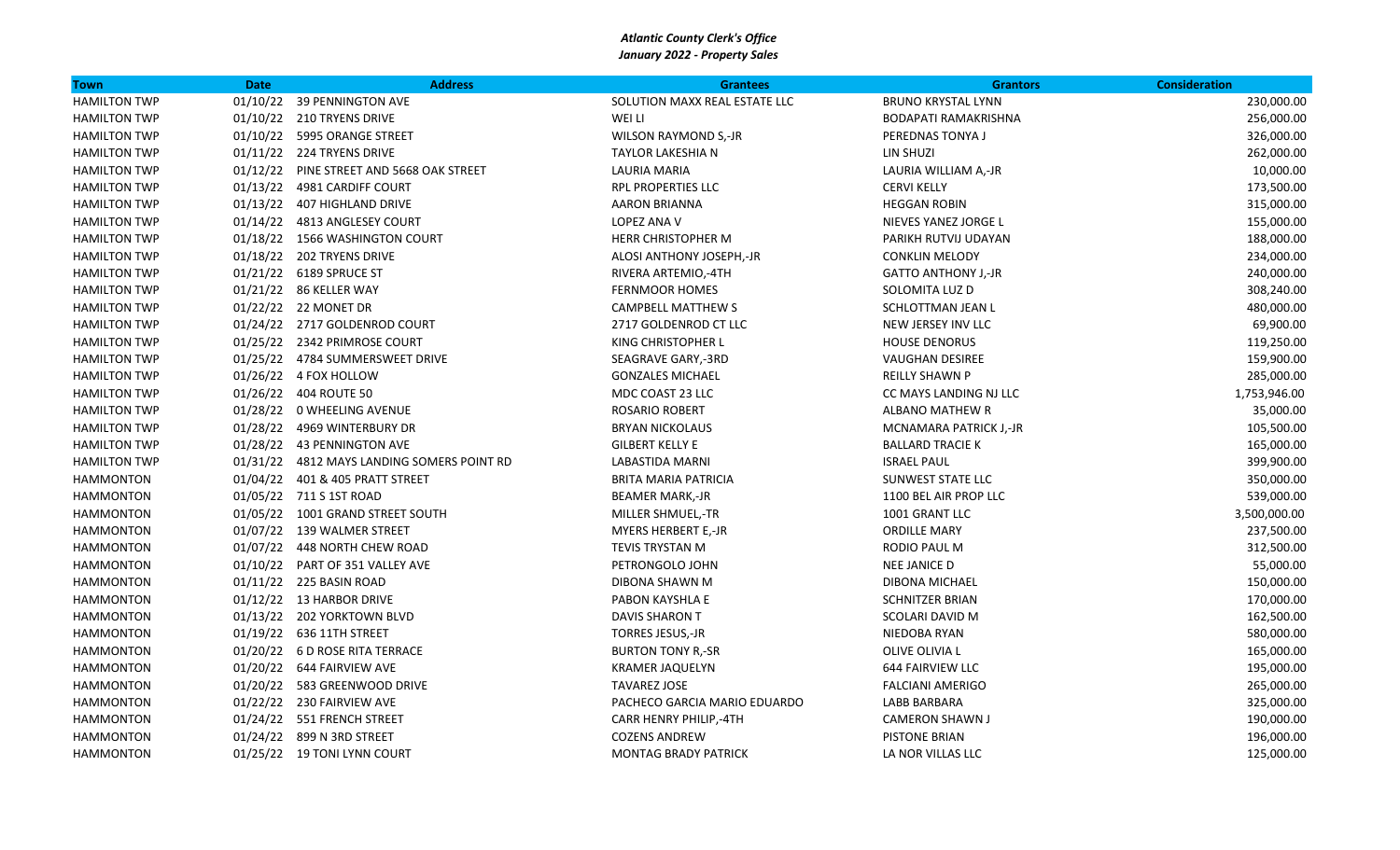*Atlantic County Clerk's Office*
*January 2022 - Property Sales*

| Town | Date | Address | Grantees | Grantors | Consideration |
|---|---|---|---|---|---|
| HAMILTON TWP | 01/10/22 | 39 PENNINGTON AVE | SOLUTION MAXX REAL ESTATE LLC | BRUNO KRYSTAL LYNN | 230,000.00 |
| HAMILTON TWP | 01/10/22 | 210 TRYENS DRIVE | WEI LI | BODAPATI RAMAKRISHNA | 256,000.00 |
| HAMILTON TWP | 01/10/22 | 5995 ORANGE STREET | WILSON RAYMOND S,-JR | PEREDNAS TONYA J | 326,000.00 |
| HAMILTON TWP | 01/11/22 | 224 TRYENS DRIVE | TAYLOR LAKESHIA N | LIN SHUZI | 262,000.00 |
| HAMILTON TWP | 01/12/22 | PINE STREET AND 5668 OAK STREET | LAURIA MARIA | LAURIA WILLIAM A,-JR | 10,000.00 |
| HAMILTON TWP | 01/13/22 | 4981 CARDIFF COURT | RPL PROPERTIES LLC | CERVI KELLY | 173,500.00 |
| HAMILTON TWP | 01/13/22 | 407 HIGHLAND DRIVE | AARON BRIANNA | HEGGAN ROBIN | 315,000.00 |
| HAMILTON TWP | 01/14/22 | 4813 ANGLESEY COURT | LOPEZ ANA V | NIEVES YANEZ JORGE L | 155,000.00 |
| HAMILTON TWP | 01/18/22 | 1566 WASHINGTON COURT | HERR CHRISTOPHER M | PARIKH RUTVIJ UDAYAN | 188,000.00 |
| HAMILTON TWP | 01/18/22 | 202 TRYENS DRIVE | ALOSI ANTHONY JOSEPH,-JR | CONKLIN MELODY | 234,000.00 |
| HAMILTON TWP | 01/21/22 | 6189 SPRUCE ST | RIVERA ARTEMIO,-4TH | GATTO ANTHONY J,-JR | 240,000.00 |
| HAMILTON TWP | 01/21/22 | 86 KELLER WAY | FERNMOOR HOMES | SOLOMITA LUZ D | 308,240.00 |
| HAMILTON TWP | 01/22/22 | 22 MONET DR | CAMPBELL MATTHEW S | SCHLOTTMAN JEAN L | 480,000.00 |
| HAMILTON TWP | 01/24/22 | 2717 GOLDENROD COURT | 2717 GOLDENROD CT LLC | NEW JERSEY INV LLC | 69,900.00 |
| HAMILTON TWP | 01/25/22 | 2342 PRIMROSE COURT | KING CHRISTOPHER L | HOUSE DENORUS | 119,250.00 |
| HAMILTON TWP | 01/25/22 | 4784 SUMMERSWEET DRIVE | SEAGRAVE GARY,-3RD | VAUGHAN DESIREE | 159,900.00 |
| HAMILTON TWP | 01/26/22 | 4 FOX HOLLOW | GONZALES MICHAEL | REILLY SHAWN P | 285,000.00 |
| HAMILTON TWP | 01/26/22 | 404 ROUTE 50 | MDC COAST 23 LLC | CC MAYS LANDING NJ LLC | 1,753,946.00 |
| HAMILTON TWP | 01/28/22 | 0 WHEELING AVENUE | ROSARIO ROBERT | ALBANO MATHEW R | 35,000.00 |
| HAMILTON TWP | 01/28/22 | 4969 WINTERBURY DR | BRYAN NICKOLAUS | MCNAMARA PATRICK J,-JR | 105,500.00 |
| HAMILTON TWP | 01/28/22 | 43 PENNINGTON AVE | GILBERT KELLY E | BALLARD TRACIE K | 165,000.00 |
| HAMILTON TWP | 01/31/22 | 4812 MAYS LANDING SOMERS POINT RD | LABASTIDA MARNI | ISRAEL PAUL | 399,900.00 |
| HAMMONTON | 01/04/22 | 401 & 405 PRATT STREET | BRITA MARIA PATRICIA | SUNWEST STATE LLC | 350,000.00 |
| HAMMONTON | 01/05/22 | 711 S 1ST ROAD | BEAMER MARK,-JR | 1100 BEL AIR PROP LLC | 539,000.00 |
| HAMMONTON | 01/05/22 | 1001 GRAND STREET SOUTH | MILLER SHMUEL,-TR | 1001 GRANT LLC | 3,500,000.00 |
| HAMMONTON | 01/07/22 | 139 WALMER STREET | MYERS HERBERT E,-JR | ORDILLE MARY | 237,500.00 |
| HAMMONTON | 01/07/22 | 448 NORTH CHEW ROAD | TEVIS TRYSTAN M | RODIO PAUL M | 312,500.00 |
| HAMMONTON | 01/10/22 | PART OF 351 VALLEY AVE | PETRONGOLO JOHN | NEE JANICE D | 55,000.00 |
| HAMMONTON | 01/11/22 | 225 BASIN ROAD | DIBONA SHAWN M | DIBONA MICHAEL | 150,000.00 |
| HAMMONTON | 01/12/22 | 13 HARBOR DRIVE | PABON KAYSHLA E | SCHNITZER BRIAN | 170,000.00 |
| HAMMONTON | 01/13/22 | 202 YORKTOWN BLVD | DAVIS SHARON T | SCOLARI DAVID M | 162,500.00 |
| HAMMONTON | 01/19/22 | 636 11TH STREET | TORRES JESUS,-JR | NIEDOBA RYAN | 580,000.00 |
| HAMMONTON | 01/20/22 | 6 D ROSE RITA TERRACE | BURTON TONY R,-SR | OLIVE OLIVIA L | 165,000.00 |
| HAMMONTON | 01/20/22 | 644 FAIRVIEW AVE | KRAMER JAQUELYN | 644 FAIRVIEW LLC | 195,000.00 |
| HAMMONTON | 01/20/22 | 583 GREENWOOD DRIVE | TAVAREZ JOSE | FALCIANI AMERIGO | 265,000.00 |
| HAMMONTON | 01/22/22 | 230 FAIRVIEW AVE | PACHECO GARCIA MARIO EDUARDO | LABB BARBARA | 325,000.00 |
| HAMMONTON | 01/24/22 | 551 FRENCH STREET | CARR HENRY PHILIP,-4TH | CAMERON SHAWN J | 190,000.00 |
| HAMMONTON | 01/24/22 | 899 N 3RD STREET | COZENS ANDREW | PISTONE BRIAN | 196,000.00 |
| HAMMONTON | 01/25/22 | 19 TONI LYNN COURT | MONTAG BRADY PATRICK | LA NOR VILLAS LLC | 125,000.00 |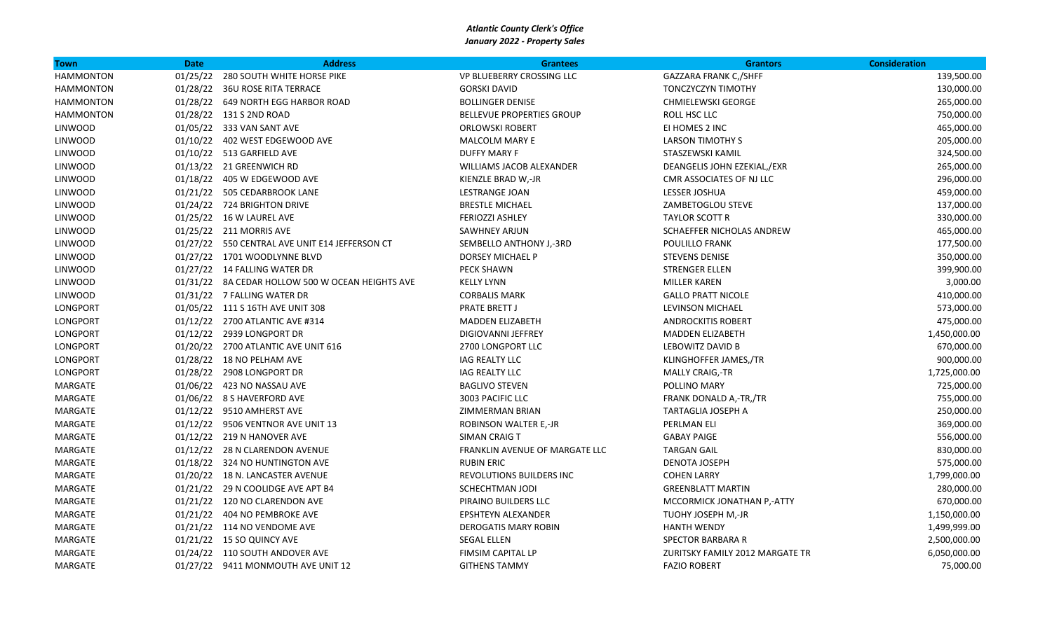***Atlantic County Clerk's Office***
***January 2022 - Property Sales***

| Town | Date | Address | Grantees | Grantors | Consideration |
|---|---|---|---|---|---|
| HAMMONTON | 01/25/22 | 280 SOUTH WHITE HORSE PIKE | VP BLUEBERRY CROSSING LLC | GAZZARA FRANK C,/SHFF | 139,500.00 |
| HAMMONTON | 01/28/22 | 36U ROSE RITA TERRACE | GORSKI DAVID | TONCZYCZYN TIMOTHY | 130,000.00 |
| HAMMONTON | 01/28/22 | 649 NORTH EGG HARBOR ROAD | BOLLINGER DENISE | CHMIELEWSKI GEORGE | 265,000.00 |
| HAMMONTON | 01/28/22 | 131 S 2ND ROAD | BELLEVUE PROPERTIES GROUP | ROLL HSC LLC | 750,000.00 |
| LINWOOD | 01/05/22 | 333 VAN SANT AVE | ORLOWSKI ROBERT | EI HOMES 2 INC | 465,000.00 |
| LINWOOD | 01/10/22 | 402 WEST EDGEWOOD AVE | MALCOLM MARY E | LARSON TIMOTHY S | 205,000.00 |
| LINWOOD | 01/10/22 | 513 GARFIELD AVE | DUFFY MARY F | STASZEWSKI KAMIL | 324,500.00 |
| LINWOOD | 01/13/22 | 21 GREENWICH RD | WILLIAMS JACOB ALEXANDER | DEANGELIS JOHN EZEKIAL,/EXR | 265,000.00 |
| LINWOOD | 01/18/22 | 405 W EDGEWOOD AVE | KIENZLE BRAD W,-JR | CMR ASSOCIATES OF NJ LLC | 296,000.00 |
| LINWOOD | 01/21/22 | 505 CEDARBROOK LANE | LESTRANGE JOAN | LESSER JOSHUA | 459,000.00 |
| LINWOOD | 01/24/22 | 724 BRIGHTON DRIVE | BRESTLE MICHAEL | ZAMBETOGLOU STEVE | 137,000.00 |
| LINWOOD | 01/25/22 | 16 W LAUREL AVE | FERIOZZI ASHLEY | TAYLOR SCOTT R | 330,000.00 |
| LINWOOD | 01/25/22 | 211 MORRIS AVE | SAWHNEY ARJUN | SCHAEFFER NICHOLAS ANDREW | 465,000.00 |
| LINWOOD | 01/27/22 | 550 CENTRAL AVE UNIT E14 JEFFERSON CT | SEMBELLO ANTHONY J,-3RD | POULILLO FRANK | 177,500.00 |
| LINWOOD | 01/27/22 | 1701 WOODLYNNE BLVD | DORSEY MICHAEL P | STEVENS DENISE | 350,000.00 |
| LINWOOD | 01/27/22 | 14 FALLING WATER DR | PECK SHAWN | STRENGER ELLEN | 399,900.00 |
| LINWOOD | 01/31/22 | 8A CEDAR HOLLOW 500 W OCEAN HEIGHTS AVE | KELLY LYNN | MILLER KAREN | 3,000.00 |
| LINWOOD | 01/31/22 | 7 FALLING WATER DR | CORBALIS MARK | GALLO PRATT NICOLE | 410,000.00 |
| LONGPORT | 01/05/22 | 111 S 16TH AVE UNIT 308 | PRATE BRETT J | LEVINSON MICHAEL | 573,000.00 |
| LONGPORT | 01/12/22 | 2700 ATLANTIC AVE #314 | MADDEN ELIZABETH | ANDROCKITIS ROBERT | 475,000.00 |
| LONGPORT | 01/12/22 | 2939 LONGPORT DR | DIGIOVANNI JEFFREY | MADDEN ELIZABETH | 1,450,000.00 |
| LONGPORT | 01/20/22 | 2700 ATLANTIC AVE UNIT 616 | 2700 LONGPORT LLC | LEBOWITZ DAVID B | 670,000.00 |
| LONGPORT | 01/28/22 | 18 NO PELHAM AVE | IAG REALTY LLC | KLINGHOFFER JAMES,/TR | 900,000.00 |
| LONGPORT | 01/28/22 | 2908 LONGPORT DR | IAG REALTY LLC | MALLY CRAIG,-TR | 1,725,000.00 |
| MARGATE | 01/06/22 | 423 NO NASSAU AVE | BAGLIVO STEVEN | POLLINO MARY | 725,000.00 |
| MARGATE | 01/06/22 | 8 S HAVERFORD AVE | 3003 PACIFIC LLC | FRANK DONALD A,-TR,/TR | 755,000.00 |
| MARGATE | 01/12/22 | 9510 AMHERST AVE | ZIMMERMAN BRIAN | TARTAGLIA JOSEPH A | 250,000.00 |
| MARGATE | 01/12/22 | 9506 VENTNOR AVE UNIT 13 | ROBINSON WALTER E,-JR | PERLMAN ELI | 369,000.00 |
| MARGATE | 01/12/22 | 219 N HANOVER AVE | SIMAN CRAIG T | GABAY PAIGE | 556,000.00 |
| MARGATE | 01/12/22 | 28 N CLARENDON AVENUE | FRANKLIN AVENUE OF MARGATE LLC | TARGAN GAIL | 830,000.00 |
| MARGATE | 01/18/22 | 324 NO HUNTINGTON AVE | RUBIN ERIC | DENOTA JOSEPH | 575,000.00 |
| MARGATE | 01/20/22 | 18 N. LANCASTER AVENUE | REVOLUTIONS BUILDERS INC | COHEN LARRY | 1,799,000.00 |
| MARGATE | 01/21/22 | 29 N COOLIDGE AVE APT B4 | SCHECHTMAN JODI | GREENBLATT MARTIN | 280,000.00 |
| MARGATE | 01/21/22 | 120 NO CLARENDON AVE | PIRAINO BUILDERS LLC | MCCORMICK JONATHAN P,-ATTY | 670,000.00 |
| MARGATE | 01/21/22 | 404 NO PEMBROKE AVE | EPSHTEYN ALEXANDER | TUOHY JOSEPH M,-JR | 1,150,000.00 |
| MARGATE | 01/21/22 | 114 NO VENDOME AVE | DEROGATIS MARY ROBIN | HANTH WENDY | 1,499,999.00 |
| MARGATE | 01/21/22 | 15 SO QUINCY AVE | SEGAL ELLEN | SPECTOR BARBARA R | 2,500,000.00 |
| MARGATE | 01/24/22 | 110 SOUTH ANDOVER AVE | FIMSIM CAPITAL LP | ZURITSKY FAMILY 2012 MARGATE TR | 6,050,000.00 |
| MARGATE | 01/27/22 | 9411 MONMOUTH AVE UNIT 12 | GITHENS TAMMY | FAZIO ROBERT | 75,000.00 |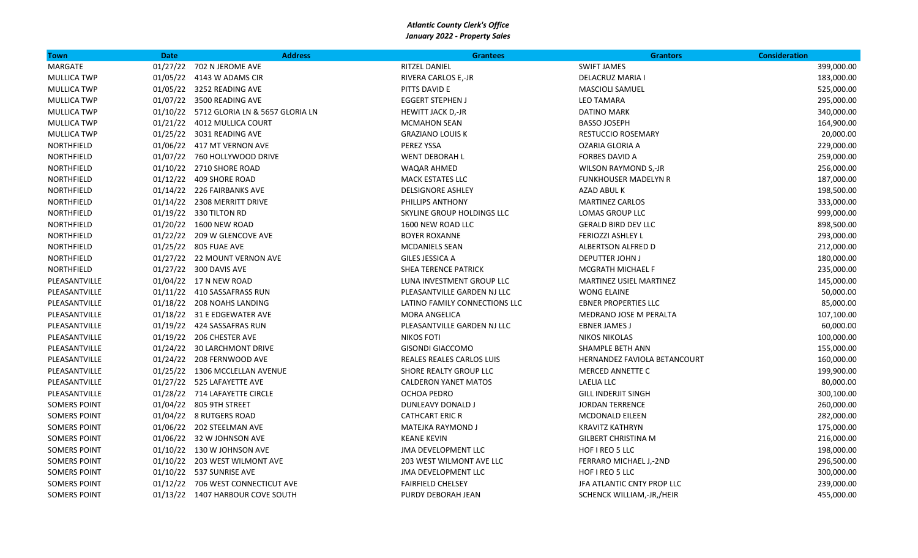***Atlantic County Clerk's Office***
***January 2022 - Property Sales***

| Town | Date | Address | Grantees | Grantors | Consideration |
|---|---|---|---|---|---|
| MARGATE | 01/27/22 | 702 N JEROME AVE | RITZEL DANIEL | SWIFT JAMES | 399,000.00 |
| MULLICA TWP | 01/05/22 | 4143 W ADAMS CIR | RIVERA CARLOS E,-JR | DELACRUZ MARIA I | 183,000.00 |
| MULLICA TWP | 01/05/22 | 3252 READING AVE | PITTS DAVID E | MASCIOLI SAMUEL | 525,000.00 |
| MULLICA TWP | 01/07/22 | 3500 READING AVE | EGGERT STEPHEN J | LEO TAMARA | 295,000.00 |
| MULLICA TWP | 01/10/22 | 5712 GLORIA LN & 5657 GLORIA LN | HEWITT JACK D,-JR | DATINO MARK | 340,000.00 |
| MULLICA TWP | 01/21/22 | 4012 MULLICA COURT | MCMAHON SEAN | BASSO JOSEPH | 164,900.00 |
| MULLICA TWP | 01/25/22 | 3031 READING AVE | GRAZIANO LOUIS K | RESTUCCIO ROSEMARY | 20,000.00 |
| NORTHFIELD | 01/06/22 | 417 MT VERNON AVE | PEREZ YSSA | OZARIA GLORIA A | 229,000.00 |
| NORTHFIELD | 01/07/22 | 760 HOLLYWOOD DRIVE | WENT DEBORAH L | FORBES DAVID A | 259,000.00 |
| NORTHFIELD | 01/10/22 | 2710 SHORE ROAD | WAQAR AHMED | WILSON RAYMOND S,-JR | 256,000.00 |
| NORTHFIELD | 01/12/22 | 409 SHORE ROAD | MACK ESTATES LLC | FUNKHOUSER MADELYN R | 187,000.00 |
| NORTHFIELD | 01/14/22 | 226 FAIRBANKS AVE | DELSIGNORE ASHLEY | AZAD ABUL K | 198,500.00 |
| NORTHFIELD | 01/14/22 | 2308 MERRITT DRIVE | PHILLIPS ANTHONY | MARTINEZ CARLOS | 333,000.00 |
| NORTHFIELD | 01/19/22 | 330 TILTON RD | SKYLINE GROUP HOLDINGS LLC | LOMAS GROUP LLC | 999,000.00 |
| NORTHFIELD | 01/20/22 | 1600 NEW ROAD | 1600 NEW ROAD LLC | GERALD BIRD DEV LLC | 898,500.00 |
| NORTHFIELD | 01/22/22 | 209 W GLENCOVE AVE | BOYER ROXANNE | FERIOZZI ASHLEY L | 293,000.00 |
| NORTHFIELD | 01/25/22 | 805 FUAE AVE | MCDANIELS SEAN | ALBERTSON ALFRED D | 212,000.00 |
| NORTHFIELD | 01/27/22 | 22 MOUNT VERNON AVE | GILES JESSICA A | DEPUTTER JOHN J | 180,000.00 |
| NORTHFIELD | 01/27/22 | 300 DAVIS AVE | SHEA TERENCE PATRICK | MCGRATH MICHAEL F | 235,000.00 |
| PLEASANTVILLE | 01/04/22 | 17 N NEW ROAD | LUNA INVESTMENT GROUP LLC | MARTINEZ USIEL MARTINEZ | 145,000.00 |
| PLEASANTVILLE | 01/11/22 | 410 SASSAFRASS RUN | PLEASANTVILLE GARDEN NJ LLC | WONG ELAINE | 50,000.00 |
| PLEASANTVILLE | 01/18/22 | 208 NOAHS LANDING | LATINO FAMILY CONNECTIONS LLC | EBNER PROPERTIES LLC | 85,000.00 |
| PLEASANTVILLE | 01/18/22 | 31 E EDGEWATER AVE | MORA ANGELICA | MEDRANO JOSE M PERALTA | 107,100.00 |
| PLEASANTVILLE | 01/19/22 | 424 SASSAFRAS RUN | PLEASANTVILLE GARDEN NJ LLC | EBNER JAMES J | 60,000.00 |
| PLEASANTVILLE | 01/19/22 | 206 CHESTER AVE | NIKOS FOTI | NIKOS NIKOLAS | 100,000.00 |
| PLEASANTVILLE | 01/24/22 | 30 LARCHMONT DRIVE | GISONDI GIACCOMO | SHAMPLE BETH ANN | 155,000.00 |
| PLEASANTVILLE | 01/24/22 | 208 FERNWOOD AVE | REALES REALES CARLOS LUIS | HERNANDEZ FAVIOLA BETANCOURT | 160,000.00 |
| PLEASANTVILLE | 01/25/22 | 1306 MCCLELLAN AVENUE | SHORE REALTY GROUP LLC | MERCED ANNETTE C | 199,900.00 |
| PLEASANTVILLE | 01/27/22 | 525 LAFAYETTE AVE | CALDERON YANET MATOS | LAELIA LLC | 80,000.00 |
| PLEASANTVILLE | 01/28/22 | 714 LAFAYETTE CIRCLE | OCHOA PEDRO | GILL INDERJIT SINGH | 300,100.00 |
| SOMERS POINT | 01/04/22 | 805 9TH STREET | DUNLEAVY DONALD J | JORDAN TERRENCE | 260,000.00 |
| SOMERS POINT | 01/04/22 | 8 RUTGERS ROAD | CATHCART ERIC R | MCDONALD EILEEN | 282,000.00 |
| SOMERS POINT | 01/06/22 | 202 STEELMAN AVE | MATEJKA RAYMOND J | KRAVITZ KATHRYN | 175,000.00 |
| SOMERS POINT | 01/06/22 | 32 W JOHNSON AVE | KEANE KEVIN | GILBERT CHRISTINA M | 216,000.00 |
| SOMERS POINT | 01/10/22 | 130 W JOHNSON AVE | JMA DEVELOPMENT LLC | HOF I REO 5 LLC | 198,000.00 |
| SOMERS POINT | 01/10/22 | 203 WEST WILMONT AVE | 203 WEST WILMONT AVE LLC | FERRARO MICHAEL J,-2ND | 296,500.00 |
| SOMERS POINT | 01/10/22 | 537 SUNRISE AVE | JMA DEVELOPMENT LLC | HOF I REO 5 LLC | 300,000.00 |
| SOMERS POINT | 01/12/22 | 706 WEST CONNECTICUT AVE | FAIRFIELD CHELSEY | JFA ATLANTIC CNTY PROP LLC | 239,000.00 |
| SOMERS POINT | 01/13/22 | 1407 HARBOUR COVE SOUTH | PURDY DEBORAH JEAN | SCHENCK WILLIAM,-JR,/HEIR | 455,000.00 |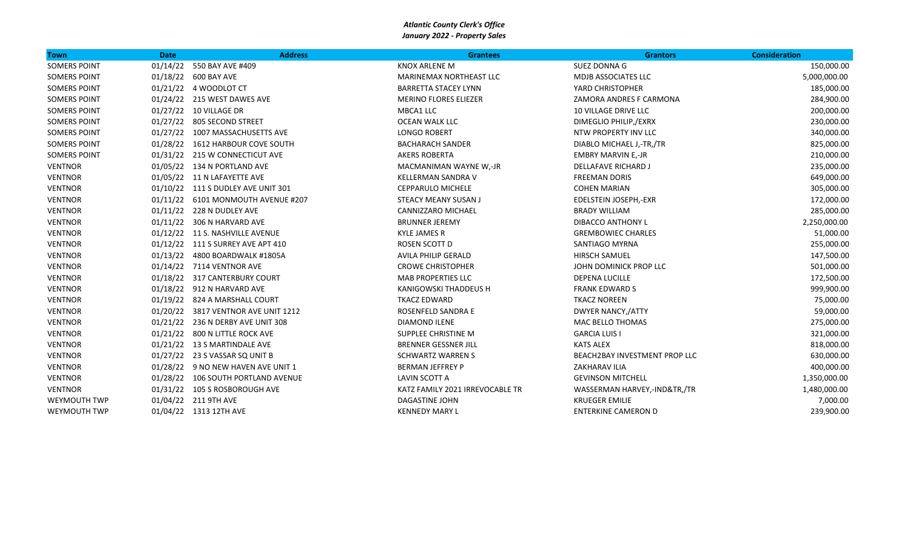*Atlantic County Clerk's Office*
*January 2022 - Property Sales*

| Town | Date | Address | Grantees | Grantors | Consideration |
|---|---|---|---|---|---|
| SOMERS POINT | 01/14/22 | 550 BAY AVE #409 | KNOX ARLENE M | SUEZ DONNA G | 150,000.00 |
| SOMERS POINT | 01/18/22 | 600 BAY AVE | MARINEMAX NORTHEAST LLC | MDJB ASSOCIATES LLC | 5,000,000.00 |
| SOMERS POINT | 01/21/22 | 4 WOODLOT CT | BARRETTA STACEY LYNN | YARD CHRISTOPHER | 185,000.00 |
| SOMERS POINT | 01/24/22 | 215 WEST DAWES AVE | MERINO FLORES ELIEZER | ZAMORA ANDRES F CARMONA | 284,900.00 |
| SOMERS POINT | 01/27/22 | 10 VILLAGE DR | MBCA1 LLC | 10 VILLAGE DRIVE LLC | 200,000.00 |
| SOMERS POINT | 01/27/22 | 805 SECOND STREET | OCEAN WALK LLC | DIMEGLIO PHILIP,/EXRX | 230,000.00 |
| SOMERS POINT | 01/27/22 | 1007 MASSACHUSETTS AVE | LONGO ROBERT | NTW PROPERTY INV LLC | 340,000.00 |
| SOMERS POINT | 01/28/22 | 1612 HARBOUR COVE SOUTH | BACHARACH SANDER | DIABLO MICHAEL J,-TR,/TR | 825,000.00 |
| SOMERS POINT | 01/31/22 | 215 W CONNECTICUT AVE | AKERS ROBERTA | EMBRY MARVIN E,-JR | 210,000.00 |
| VENTNOR | 01/05/22 | 134 N PORTLAND AVE | MACMANIMAN WAYNE W,-JR | DELLAFAVE RICHARD J | 235,000.00 |
| VENTNOR | 01/05/22 | 11 N LAFAYETTE AVE | KELLERMAN SANDRA V | FREEMAN DORIS | 649,000.00 |
| VENTNOR | 01/10/22 | 111 S DUDLEY AVE UNIT 301 | CEPPARULO MICHELE | COHEN MARIAN | 305,000.00 |
| VENTNOR | 01/11/22 | 6101 MONMOUTH AVENUE #207 | STEACY MEANY SUSAN J | EDELSTEIN JOSEPH,-EXR | 172,000.00 |
| VENTNOR | 01/11/22 | 228 N DUDLEY AVE | CANNIZZARO MICHAEL | BRADY WILLIAM | 285,000.00 |
| VENTNOR | 01/11/22 | 306 N HARVARD AVE | BRUNNER JEREMY | DIBACCO ANTHONY L | 2,250,000.00 |
| VENTNOR | 01/12/22 | 11 S. NASHVILLE AVENUE | KYLE JAMES R | GREMBOWIEC CHARLES | 51,000.00 |
| VENTNOR | 01/12/22 | 111 S SURREY AVE APT 410 | ROSEN SCOTT D | SANTIAGO MYRNA | 255,000.00 |
| VENTNOR | 01/13/22 | 4800 BOARDWALK #1805A | AVILA PHILIP GERALD | HIRSCH SAMUEL | 147,500.00 |
| VENTNOR | 01/14/22 | 7114 VENTNOR AVE | CROWE CHRISTOPHER | JOHN DOMINICK PROP LLC | 501,000.00 |
| VENTNOR | 01/18/22 | 317 CANTERBURY COURT | MAB PROPERTIES LLC | DEPENA LUCILLE | 172,500.00 |
| VENTNOR | 01/18/22 | 912 N HARVARD AVE | KANIGOWSKI THADDEUS H | FRANK EDWARD S | 999,900.00 |
| VENTNOR | 01/19/22 | 824 A MARSHALL COURT | TKACZ EDWARD | TKACZ NOREEN | 75,000.00 |
| VENTNOR | 01/20/22 | 3817 VENTNOR AVE UNIT 1212 | ROSENFELD SANDRA E | DWYER NANCY,/ATTY | 59,000.00 |
| VENTNOR | 01/21/22 | 236 N DERBY AVE UNIT 308 | DIAMOND ILENE | MAC BELLO THOMAS | 275,000.00 |
| VENTNOR | 01/21/22 | 800 N LITTLE ROCK AVE | SUPPLEE CHRISTINE M | GARCIA LUIS I | 321,000.00 |
| VENTNOR | 01/21/22 | 13 S MARTINDALE AVE | BRENNER GESSNER JILL | KATS ALEX | 818,000.00 |
| VENTNOR | 01/27/22 | 23 S VASSAR SQ UNIT B | SCHWARTZ WARREN S | BEACH2BAY INVESTMENT PROP LLC | 630,000.00 |
| VENTNOR | 01/28/22 | 9 NO NEW HAVEN AVE UNIT 1 | BERMAN JEFFREY P | ZAKHARAV ILIA | 400,000.00 |
| VENTNOR | 01/28/22 | 106 SOUTH PORTLAND AVENUE | LAVIN SCOTT A | GEVINSON MITCHELL | 1,350,000.00 |
| VENTNOR | 01/31/22 | 105 S ROSBOROUGH AVE | KATZ FAMILY 2021 IRREVOCABLE TR | WASSERMAN HARVEY,-IND&TR,/TR | 1,480,000.00 |
| WEYMOUTH TWP | 01/04/22 | 211 9TH AVE | DAGASTINE JOHN | KRUEGER EMILIE | 7,000.00 |
| WEYMOUTH TWP | 01/04/22 | 1313 12TH AVE | KENNEDY MARY L | ENTERKINE CAMERON D | 239,900.00 |